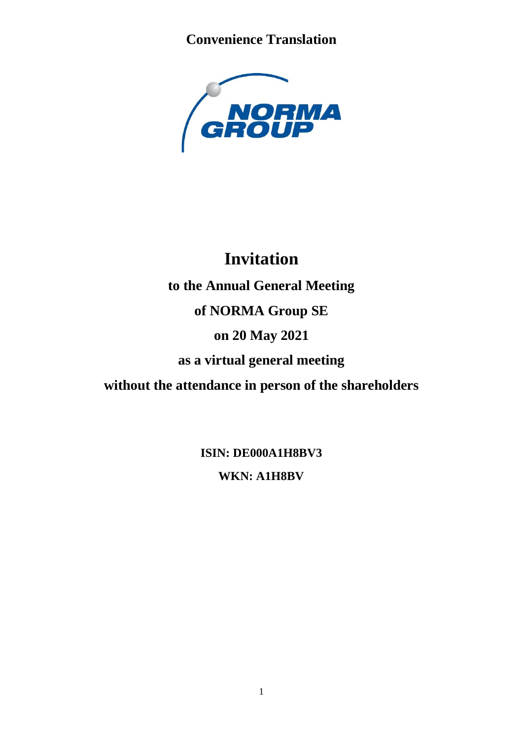**Convenience Translation**

# Invitation

## to the Annual General Meeting

## of NORMA Group SE

## on 20 May 2021

## as a virtual general meeting

## without the attendance in person of the shareholders

**ISIN: DE000A1H8BV3**

**WKN: A1H8BV**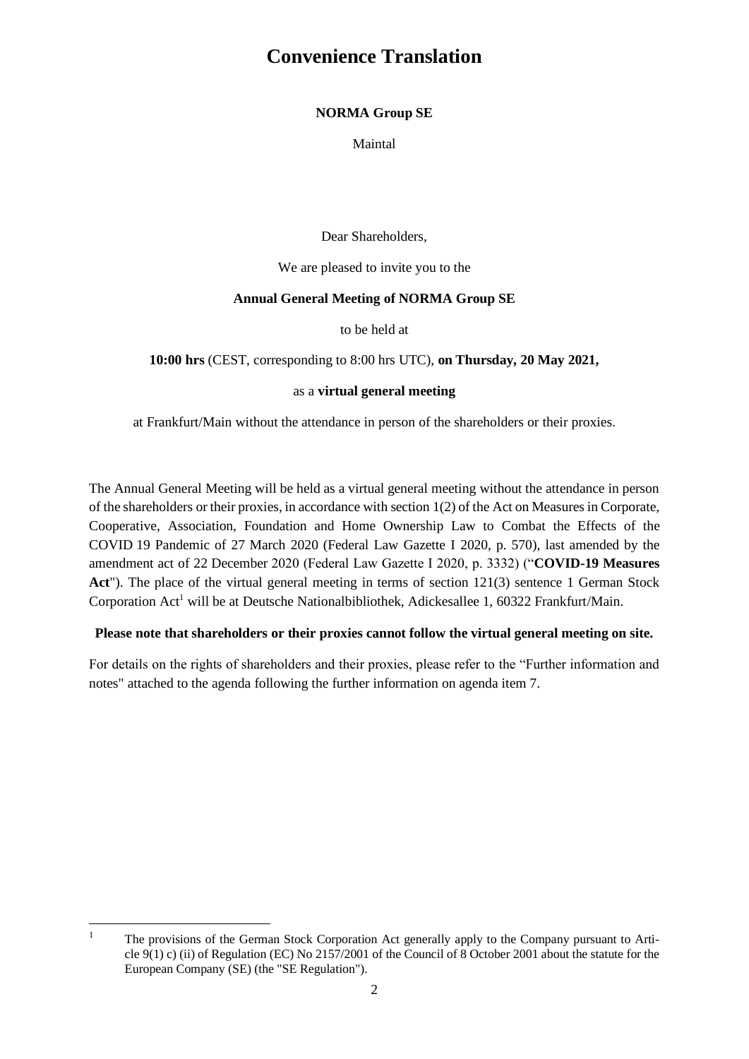# Convenience Translation

**NORMA Group SE**

Maintal

Dear Shareholders,

We are pleased to invite you to the

**Annual General Meeting of NORMA Group SE**

to be held at

**10:00 hrs** (CEST, corresponding to 8:00 hrs UTC), **on Thursday, 20 May 2021,**

as a **virtual general meeting**

at Frankfurt/Main without the attendance in person of the shareholders or their proxies.

The Annual General Meeting will be held as a virtual general meeting without the attendance in person of the shareholders or their proxies, in accordance with section 1(2) of the Act on Measures in Corporate, Cooperative, Association, Foundation and Home Ownership Law to Combat the Effects of the COVID 19 Pandemic of 27 March 2020 (Federal Law Gazette I 2020, p. 570), last amended by the amendment act of 22 December 2020 (Federal Law Gazette I 2020, p. 3332) ("**COVID-19 Measures Act**"). The place of the virtual general meeting in terms of section 121(3) sentence 1 German Stock Corporation Act[1] will be at Deutsche Nationalbibliothek, Adickesallee 1, 60322 Frankfurt/Main.

**Please note that shareholders or their proxies cannot follow the virtual general meeting on site.**

For details on the rights of shareholders and their proxies, please refer to the "Further information and notes" attached to the agenda following the further information on agenda item 7.

[1] The provisions of the German Stock Corporation Act generally apply to the Company pursuant to Article 9(1) c) (ii) of Regulation (EC) No 2157/2001 of the Council of 8 October 2001 about the statute for the European Company (SE) (the "SE Regulation").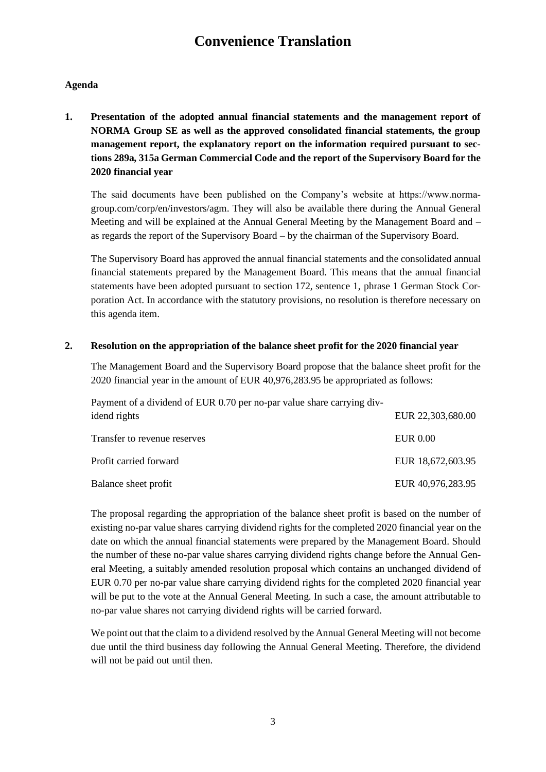# Convenience Translation

**Agenda**

**1. Presentation of the adopted annual financial statements and the management report of NORMA Group SE as well as the approved consolidated financial statements, the group management report, the explanatory report on the information required pursuant to sections 289a, 315a German Commercial Code and the report of the Supervisory Board for the 2020 financial year**

The said documents have been published on the Company's website at https://www.norma-group.com/corp/en/investors/agm. They will also be available there during the Annual General Meeting and will be explained at the Annual General Meeting by the Management Board and – as regards the report of the Supervisory Board – by the chairman of the Supervisory Board.

The Supervisory Board has approved the annual financial statements and the consolidated annual financial statements prepared by the Management Board. This means that the annual financial statements have been adopted pursuant to section 172, sentence 1, phrase 1 German Stock Corporation Act. In accordance with the statutory provisions, no resolution is therefore necessary on this agenda item.

**2. Resolution on the appropriation of the balance sheet profit for the 2020 financial year**

The Management Board and the Supervisory Board propose that the balance sheet profit for the 2020 financial year in the amount of EUR 40,976,283.95 be appropriated as follows:

| | |
|---|---|
| Payment of a dividend of EUR 0.70 per no-par value share carrying dividend rights | EUR 22,303,680.00 |
| Transfer to revenue reserves | EUR 0.00 |
| Profit carried forward | EUR 18,672,603.95 |
| Balance sheet profit | EUR 40,976,283.95 |

The proposal regarding the appropriation of the balance sheet profit is based on the number of existing no-par value shares carrying dividend rights for the completed 2020 financial year on the date on which the annual financial statements were prepared by the Management Board. Should the number of these no-par value shares carrying dividend rights change before the Annual General Meeting, a suitably amended resolution proposal which contains an unchanged dividend of EUR 0.70 per no-par value share carrying dividend rights for the completed 2020 financial year will be put to the vote at the Annual General Meeting. In such a case, the amount attributable to no-par value shares not carrying dividend rights will be carried forward.

We point out that the claim to a dividend resolved by the Annual General Meeting will not become due until the third business day following the Annual General Meeting. Therefore, the dividend will not be paid out until then.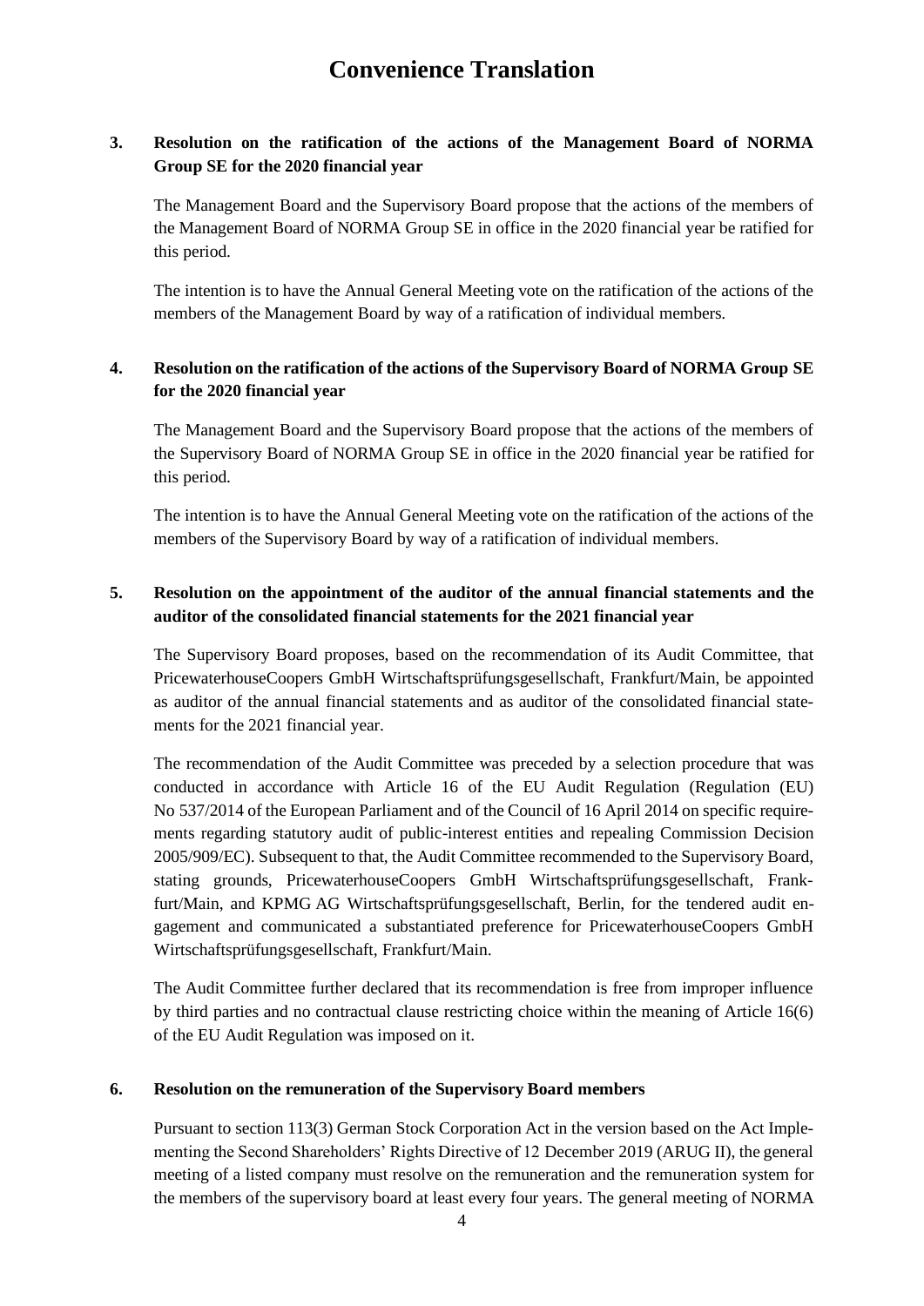# Convenience Translation

### 3. Resolution on the ratification of the actions of the Management Board of NORMA Group SE for the 2020 financial year

The Management Board and the Supervisory Board propose that the actions of the members of the Management Board of NORMA Group SE in office in the 2020 financial year be ratified for this period.

The intention is to have the Annual General Meeting vote on the ratification of the actions of the members of the Management Board by way of a ratification of individual members.

### 4. Resolution on the ratification of the actions of the Supervisory Board of NORMA Group SE for the 2020 financial year

The Management Board and the Supervisory Board propose that the actions of the members of the Supervisory Board of NORMA Group SE in office in the 2020 financial year be ratified for this period.

The intention is to have the Annual General Meeting vote on the ratification of the actions of the members of the Supervisory Board by way of a ratification of individual members.

### 5. Resolution on the appointment of the auditor of the annual financial statements and the auditor of the consolidated financial statements for the 2021 financial year

The Supervisory Board proposes, based on the recommendation of its Audit Committee, that PricewaterhouseCoopers GmbH Wirtschaftsprüfungsgesellschaft, Frankfurt/Main, be appointed as auditor of the annual financial statements and as auditor of the consolidated financial statements for the 2021 financial year.

The recommendation of the Audit Committee was preceded by a selection procedure that was conducted in accordance with Article 16 of the EU Audit Regulation (Regulation (EU) No 537/2014 of the European Parliament and of the Council of 16 April 2014 on specific requirements regarding statutory audit of public-interest entities and repealing Commission Decision 2005/909/EC). Subsequent to that, the Audit Committee recommended to the Supervisory Board, stating grounds, PricewaterhouseCoopers GmbH Wirtschaftsprüfungsgesellschaft, Frankfurt/Main, and KPMG AG Wirtschaftsprüfungsgesellschaft, Berlin, for the tendered audit engagement and communicated a substantiated preference for PricewaterhouseCoopers GmbH Wirtschaftsprüfungsgesellschaft, Frankfurt/Main.

The Audit Committee further declared that its recommendation is free from improper influence by third parties and no contractual clause restricting choice within the meaning of Article 16(6) of the EU Audit Regulation was imposed on it.

### 6. Resolution on the remuneration of the Supervisory Board members

Pursuant to section 113(3) German Stock Corporation Act in the version based on the Act Implementing the Second Shareholders' Rights Directive of 12 December 2019 (ARUG II), the general meeting of a listed company must resolve on the remuneration and the remuneration system for the members of the supervisory board at least every four years. The general meeting of NORMA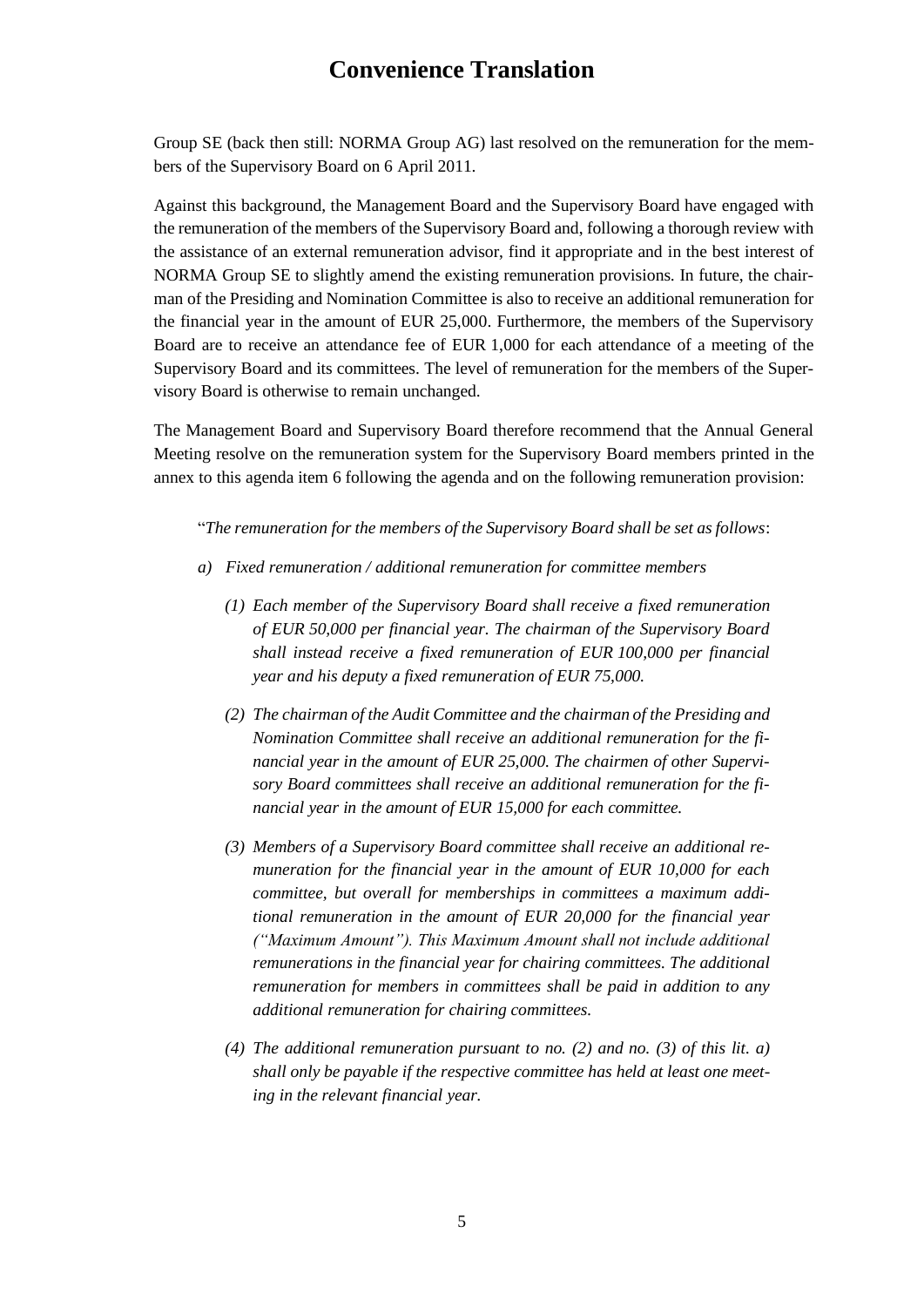# Convenience Translation

Group SE (back then still: NORMA Group AG) last resolved on the remuneration for the members of the Supervisory Board on 6 April 2011.

Against this background, the Management Board and the Supervisory Board have engaged with the remuneration of the members of the Supervisory Board and, following a thorough review with the assistance of an external remuneration advisor, find it appropriate and in the best interest of NORMA Group SE to slightly amend the existing remuneration provisions. In future, the chairman of the Presiding and Nomination Committee is also to receive an additional remuneration for the financial year in the amount of EUR 25,000. Furthermore, the members of the Supervisory Board are to receive an attendance fee of EUR 1,000 for each attendance of a meeting of the Supervisory Board and its committees. The level of remuneration for the members of the Supervisory Board is otherwise to remain unchanged.

The Management Board and Supervisory Board therefore recommend that the Annual General Meeting resolve on the remuneration system for the Supervisory Board members printed in the annex to this agenda item 6 following the agenda and on the following remuneration provision:

"*The remuneration for the members of the Supervisory Board shall be set as follows*:

*a) Fixed remuneration / additional remuneration for committee members*

*(1) Each member of the Supervisory Board shall receive a fixed remuneration of EUR 50,000 per financial year. The chairman of the Supervisory Board shall instead receive a fixed remuneration of EUR 100,000 per financial year and his deputy a fixed remuneration of EUR 75,000.*

*(2) The chairman of the Audit Committee and the chairman of the Presiding and Nomination Committee shall receive an additional remuneration for the financial year in the amount of EUR 25,000. The chairmen of other Supervisory Board committees shall receive an additional remuneration for the financial year in the amount of EUR 15,000 for each committee.*

*(3) Members of a Supervisory Board committee shall receive an additional remuneration for the financial year in the amount of EUR 10,000 for each committee, but overall for memberships in committees a maximum additional remuneration in the amount of EUR 20,000 for the financial year ("Maximum Amount"). This Maximum Amount shall not include additional remunerations in the financial year for chairing committees. The additional remuneration for members in committees shall be paid in addition to any additional remuneration for chairing committees.*

*(4) The additional remuneration pursuant to no. (2) and no. (3) of this lit. a) shall only be payable if the respective committee has held at least one meeting in the relevant financial year.*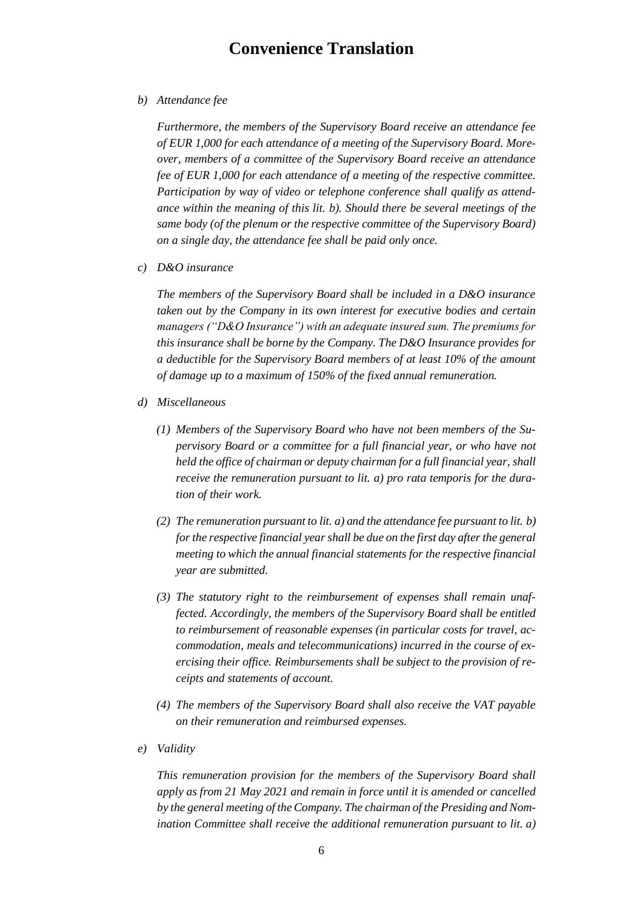*b) Attendance fee*

*Furthermore, the members of the Supervisory Board receive an attendance fee of EUR 1,000 for each attendance of a meeting of the Supervisory Board. Moreover, members of a committee of the Supervisory Board receive an attendance fee of EUR 1,000 for each attendance of a meeting of the respective committee. Participation by way of video or telephone conference shall qualify as attendance within the meaning of this lit. b). Should there be several meetings of the same body (of the plenum or the respective committee of the Supervisory Board) on a single day, the attendance fee shall be paid only once.*

*c) D&O insurance*

*The members of the Supervisory Board shall be included in a D&O insurance taken out by the Company in its own interest for executive bodies and certain managers ("D&O Insurance") with an adequate insured sum. The premiums for this insurance shall be borne by the Company. The D&O Insurance provides for a deductible for the Supervisory Board members of at least 10% of the amount of damage up to a maximum of 150% of the fixed annual remuneration.*

*d) Miscellaneous*

*(1) Members of the Supervisory Board who have not been members of the Supervisory Board or a committee for a full financial year, or who have not held the office of chairman or deputy chairman for a full financial year, shall receive the remuneration pursuant to lit. a) pro rata temporis for the duration of their work.*

*(2) The remuneration pursuant to lit. a) and the attendance fee pursuant to lit. b) for the respective financial year shall be due on the first day after the general meeting to which the annual financial statements for the respective financial year are submitted.*

*(3) The statutory right to the reimbursement of expenses shall remain unaffected. Accordingly, the members of the Supervisory Board shall be entitled to reimbursement of reasonable expenses (in particular costs for travel, accommodation, meals and telecommunications) incurred in the course of exercising their office. Reimbursements shall be subject to the provision of receipts and statements of account.*

*(4) The members of the Supervisory Board shall also receive the VAT payable on their remuneration and reimbursed expenses.*

*e) Validity*

*This remuneration provision for the members of the Supervisory Board shall apply as from 21 May 2021 and remain in force until it is amended or cancelled by the general meeting of the Company. The chairman of the Presiding and Nomination Committee shall receive the additional remuneration pursuant to lit. a)*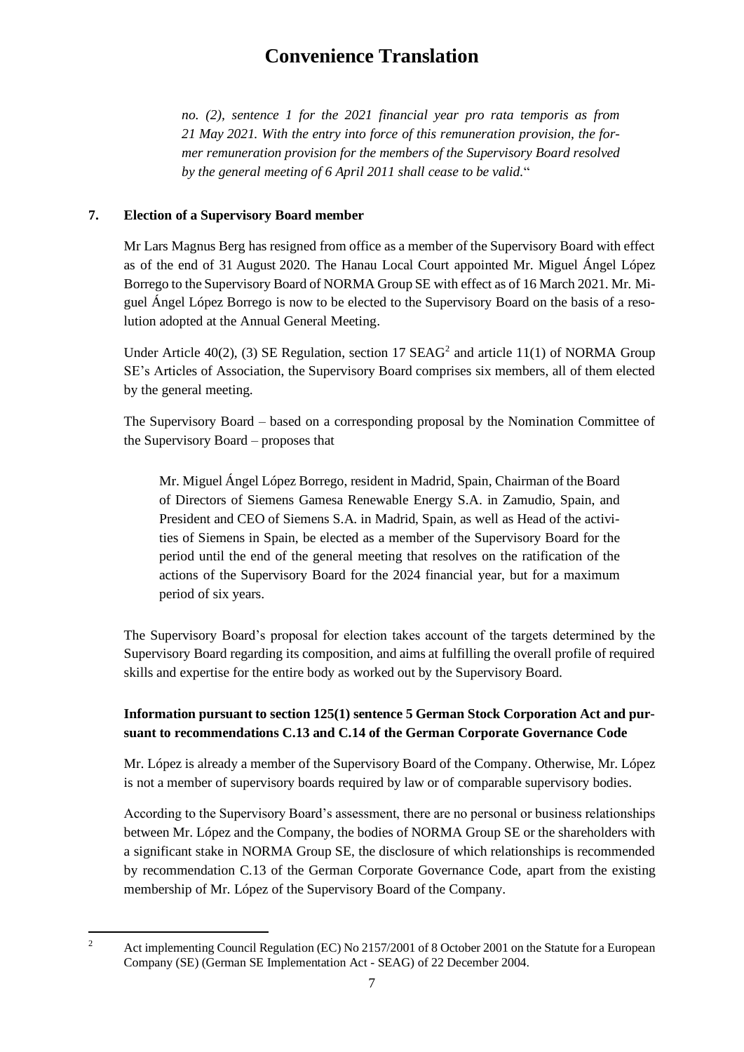*no. (2), sentence 1 for the 2021 financial year pro rata temporis as from 21 May 2021. With the entry into force of this remuneration provision, the former remuneration provision for the members of the Supervisory Board resolved by the general meeting of 6 April 2011 shall cease to be valid.*"

**7. Election of a Supervisory Board member**

Mr Lars Magnus Berg has resigned from office as a member of the Supervisory Board with effect as of the end of 31 August 2020. The Hanau Local Court appointed Mr. Miguel Ángel López Borrego to the Supervisory Board of NORMA Group SE with effect as of 16 March 2021. Mr. Miguel Ángel López Borrego is now to be elected to the Supervisory Board on the basis of a resolution adopted at the Annual General Meeting.

Under Article 40(2), (3) SE Regulation, section 17 SEAG[2] and article 11(1) of NORMA Group SE's Articles of Association, the Supervisory Board comprises six members, all of them elected by the general meeting.

The Supervisory Board – based on a corresponding proposal by the Nomination Committee of the Supervisory Board – proposes that

> Mr. Miguel Ángel López Borrego, resident in Madrid, Spain, Chairman of the Board of Directors of Siemens Gamesa Renewable Energy S.A. in Zamudio, Spain, and President and CEO of Siemens S.A. in Madrid, Spain, as well as Head of the activities of Siemens in Spain, be elected as a member of the Supervisory Board for the period until the end of the general meeting that resolves on the ratification of the actions of the Supervisory Board for the 2024 financial year, but for a maximum period of six years.

The Supervisory Board's proposal for election takes account of the targets determined by the Supervisory Board regarding its composition, and aims at fulfilling the overall profile of required skills and expertise for the entire body as worked out by the Supervisory Board.

**Information pursuant to section 125(1) sentence 5 German Stock Corporation Act and pursuant to recommendations C.13 and C.14 of the German Corporate Governance Code**

Mr. López is already a member of the Supervisory Board of the Company. Otherwise, Mr. López is not a member of supervisory boards required by law or of comparable supervisory bodies.

According to the Supervisory Board's assessment, there are no personal or business relationships between Mr. López and the Company, the bodies of NORMA Group SE or the shareholders with a significant stake in NORMA Group SE, the disclosure of which relationships is recommended by recommendation C.13 of the German Corporate Governance Code, apart from the existing membership of Mr. López of the Supervisory Board of the Company.

[2] Act implementing Council Regulation (EC) No 2157/2001 of 8 October 2001 on the Statute for a European Company (SE) (German SE Implementation Act - SEAG) of 22 December 2004.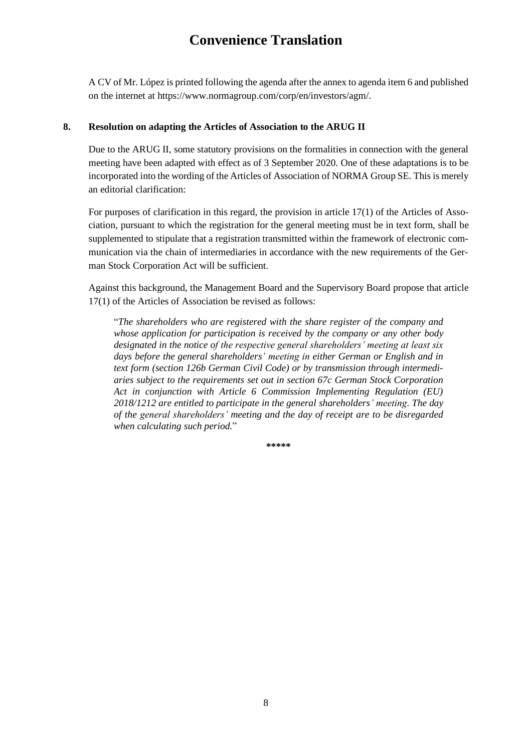# Convenience Translation

A CV of Mr. López is printed following the agenda after the annex to agenda item 6 and published on the internet at https://www.normagroup.com/corp/en/investors/agm/.

**8. Resolution on adapting the Articles of Association to the ARUG II**

Due to the ARUG II, some statutory provisions on the formalities in connection with the general meeting have been adapted with effect as of 3 September 2020. One of these adaptations is to be incorporated into the wording of the Articles of Association of NORMA Group SE. This is merely an editorial clarification:

For purposes of clarification in this regard, the provision in article 17(1) of the Articles of Association, pursuant to which the registration for the general meeting must be in text form, shall be supplemented to stipulate that a registration transmitted within the framework of electronic communication via the chain of intermediaries in accordance with the new requirements of the German Stock Corporation Act will be sufficient.

Against this background, the Management Board and the Supervisory Board propose that article 17(1) of the Articles of Association be revised as follows:

> "*The shareholders who are registered with the share register of the company and whose application for participation is received by the company or any other body designated in the notice of the respective general shareholders' meeting at least six days before the general shareholders' meeting in either German or English and in text form (section 126b German Civil Code) or by transmission through intermediaries subject to the requirements set out in section 67c German Stock Corporation Act in conjunction with Article 6 Commission Implementing Regulation (EU) 2018/1212 are entitled to participate in the general shareholders' meeting. The day of the general shareholders' meeting and the day of receipt are to be disregarded when calculating such period.*"

\*\*\*\*\*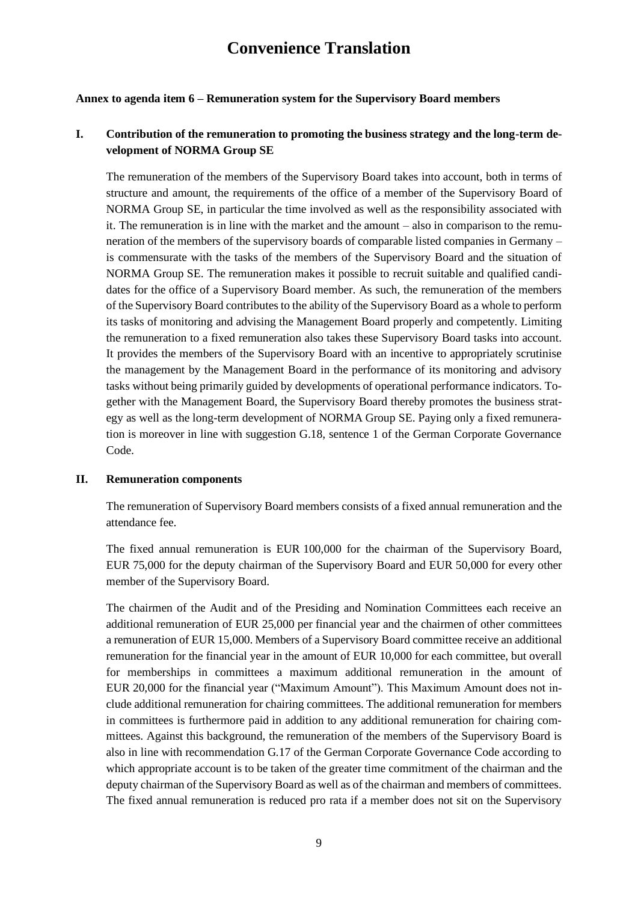# Convenience Translation

**Annex to agenda item 6 – Remuneration system for the Supervisory Board members**

## I. Contribution of the remuneration to promoting the business strategy and the long-term development of NORMA Group SE

The remuneration of the members of the Supervisory Board takes into account, both in terms of structure and amount, the requirements of the office of a member of the Supervisory Board of NORMA Group SE, in particular the time involved as well as the responsibility associated with it. The remuneration is in line with the market and the amount – also in comparison to the remuneration of the members of the supervisory boards of comparable listed companies in Germany – is commensurate with the tasks of the members of the Supervisory Board and the situation of NORMA Group SE. The remuneration makes it possible to recruit suitable and qualified candidates for the office of a Supervisory Board member. As such, the remuneration of the members of the Supervisory Board contributes to the ability of the Supervisory Board as a whole to perform its tasks of monitoring and advising the Management Board properly and competently. Limiting the remuneration to a fixed remuneration also takes these Supervisory Board tasks into account. It provides the members of the Supervisory Board with an incentive to appropriately scrutinise the management by the Management Board in the performance of its monitoring and advisory tasks without being primarily guided by developments of operational performance indicators. Together with the Management Board, the Supervisory Board thereby promotes the business strategy as well as the long-term development of NORMA Group SE. Paying only a fixed remuneration is moreover in line with suggestion G.18, sentence 1 of the German Corporate Governance Code.

## II. Remuneration components

The remuneration of Supervisory Board members consists of a fixed annual remuneration and the attendance fee.

The fixed annual remuneration is EUR 100,000 for the chairman of the Supervisory Board, EUR 75,000 for the deputy chairman of the Supervisory Board and EUR 50,000 for every other member of the Supervisory Board.

The chairmen of the Audit and of the Presiding and Nomination Committees each receive an additional remuneration of EUR 25,000 per financial year and the chairmen of other committees a remuneration of EUR 15,000. Members of a Supervisory Board committee receive an additional remuneration for the financial year in the amount of EUR 10,000 for each committee, but overall for memberships in committees a maximum additional remuneration in the amount of EUR 20,000 for the financial year ("Maximum Amount"). This Maximum Amount does not include additional remuneration for chairing committees. The additional remuneration for members in committees is furthermore paid in addition to any additional remuneration for chairing committees. Against this background, the remuneration of the members of the Supervisory Board is also in line with recommendation G.17 of the German Corporate Governance Code according to which appropriate account is to be taken of the greater time commitment of the chairman and the deputy chairman of the Supervisory Board as well as of the chairman and members of committees. The fixed annual remuneration is reduced pro rata if a member does not sit on the Supervisory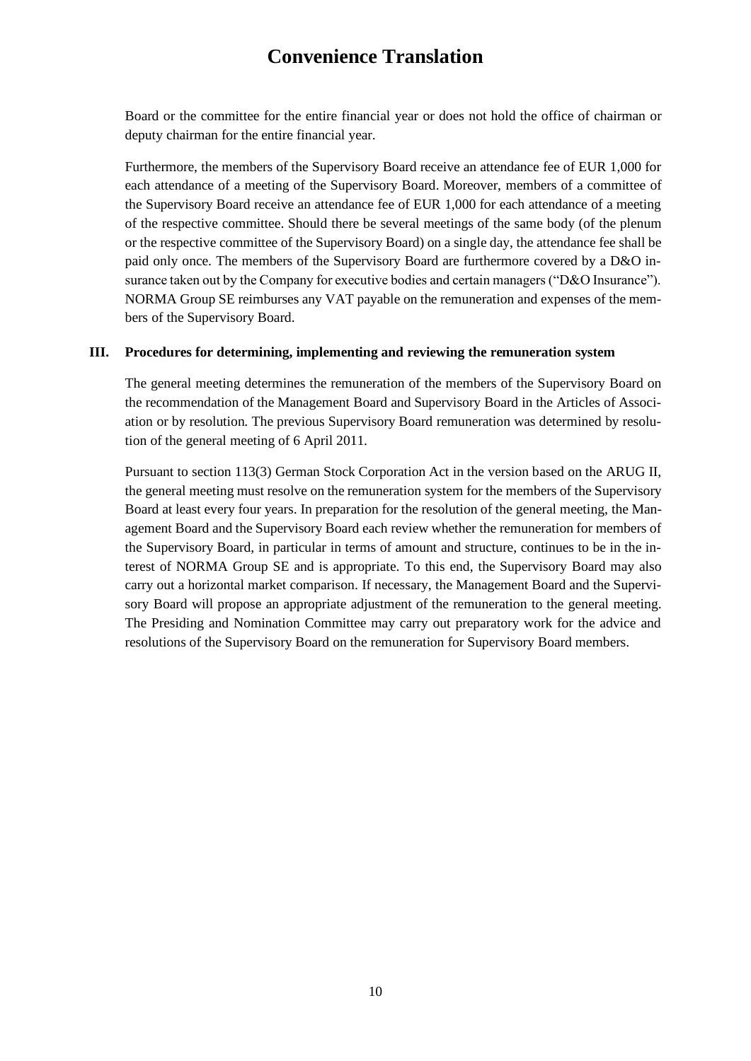Board or the committee for the entire financial year or does not hold the office of chairman or deputy chairman for the entire financial year.

Furthermore, the members of the Supervisory Board receive an attendance fee of EUR 1,000 for each attendance of a meeting of the Supervisory Board. Moreover, members of a committee of the Supervisory Board receive an attendance fee of EUR 1,000 for each attendance of a meeting of the respective committee. Should there be several meetings of the same body (of the plenum or the respective committee of the Supervisory Board) on a single day, the attendance fee shall be paid only once. The members of the Supervisory Board are furthermore covered by a D&O insurance taken out by the Company for executive bodies and certain managers ("D&O Insurance"). NORMA Group SE reimburses any VAT payable on the remuneration and expenses of the members of the Supervisory Board.

### III. Procedures for determining, implementing and reviewing the remuneration system

The general meeting determines the remuneration of the members of the Supervisory Board on the recommendation of the Management Board and Supervisory Board in the Articles of Association or by resolution. The previous Supervisory Board remuneration was determined by resolution of the general meeting of 6 April 2011.

Pursuant to section 113(3) German Stock Corporation Act in the version based on the ARUG II, the general meeting must resolve on the remuneration system for the members of the Supervisory Board at least every four years. In preparation for the resolution of the general meeting, the Management Board and the Supervisory Board each review whether the remuneration for members of the Supervisory Board, in particular in terms of amount and structure, continues to be in the interest of NORMA Group SE and is appropriate. To this end, the Supervisory Board may also carry out a horizontal market comparison. If necessary, the Management Board and the Supervisory Board will propose an appropriate adjustment of the remuneration to the general meeting. The Presiding and Nomination Committee may carry out preparatory work for the advice and resolutions of the Supervisory Board on the remuneration for Supervisory Board members.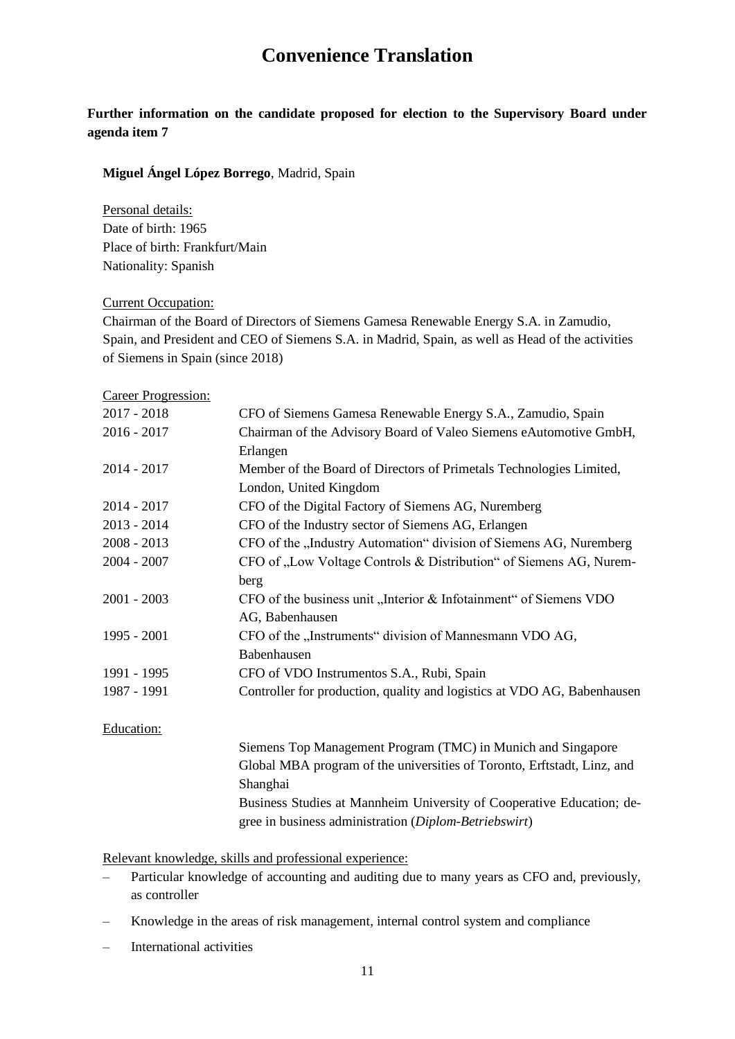# Convenience Translation

**Further information on the candidate proposed for election to the Supervisory Board under agenda item 7**

**Miguel Ángel López Borrego**, Madrid, Spain

Personal details:
Date of birth: 1965
Place of birth: Frankfurt/Main
Nationality: Spanish

Current Occupation:
Chairman of the Board of Directors of Siemens Gamesa Renewable Energy S.A. in Zamudio, Spain, and President and CEO of Siemens S.A. in Madrid, Spain, as well as Head of the activities of Siemens in Spain (since 2018)

Career Progression:

| | |
|---|---|
| 2017 - 2018 | CFO of Siemens Gamesa Renewable Energy S.A., Zamudio, Spain |
| 2016 - 2017 | Chairman of the Advisory Board of Valeo Siemens eAutomotive GmbH, Erlangen |
| 2014 - 2017 | Member of the Board of Directors of Primetals Technologies Limited, London, United Kingdom |
| 2014 - 2017 | CFO of the Digital Factory of Siemens AG, Nuremberg |
| 2013 - 2014 | CFO of the Industry sector of Siemens AG, Erlangen |
| 2008 - 2013 | CFO of the „Industry Automation“ division of Siemens AG, Nuremberg |
| 2004 - 2007 | CFO of „Low Voltage Controls & Distribution“ of Siemens AG, Nuremberg |
| 2001 - 2003 | CFO of the business unit „Interior & Infotainment“ of Siemens VDO AG, Babenhausen |
| 1995 - 2001 | CFO of the „Instruments“ division of Mannesmann VDO AG, Babenhausen |
| 1991 - 1995 | CFO of VDO Instrumentos S.A., Rubi, Spain |
| 1987 - 1991 | Controller for production, quality and logistics at VDO AG, Babenhausen |

Education:

Siemens Top Management Program (TMC) in Munich and Singapore
Global MBA program of the universities of Toronto, Erftstadt, Linz, and Shanghai
Business Studies at Mannheim University of Cooperative Education; degree in business administration (*Diplom-Betriebswirt*)

Relevant knowledge, skills and professional experience:

- Particular knowledge of accounting and auditing due to many years as CFO and, previously, as controller
- Knowledge in the areas of risk management, internal control system and compliance
- International activities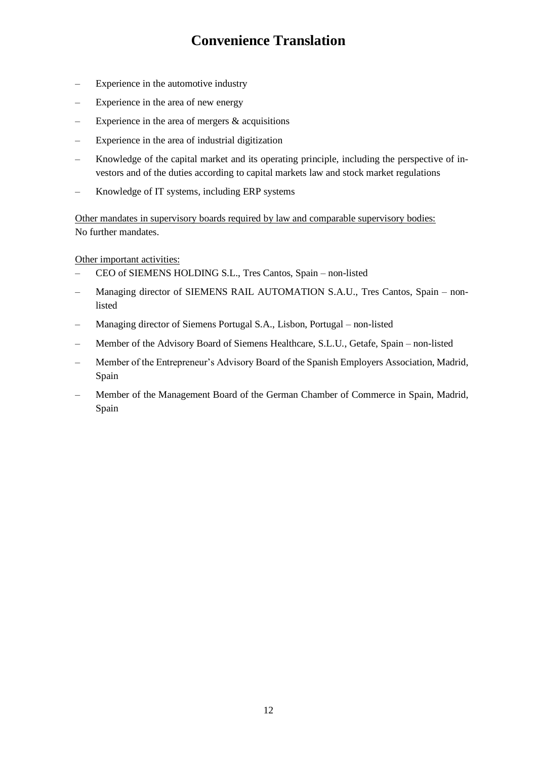# Convenience Translation

- Experience in the automotive industry
- Experience in the area of new energy
- Experience in the area of mergers & acquisitions
- Experience in the area of industrial digitization
- Knowledge of the capital market and its operating principle, including the perspective of investors and of the duties according to capital markets law and stock market regulations
- Knowledge of IT systems, including ERP systems

<u>Other mandates in supervisory boards required by law and comparable supervisory bodies:</u>
No further mandates.

<u>Other important activities:</u>

- CEO of SIEMENS HOLDING S.L., Tres Cantos, Spain – non-listed
- Managing director of SIEMENS RAIL AUTOMATION S.A.U., Tres Cantos, Spain – non-listed
- Managing director of Siemens Portugal S.A., Lisbon, Portugal – non-listed
- Member of the Advisory Board of Siemens Healthcare, S.L.U., Getafe, Spain – non-listed
- Member of the Entrepreneur's Advisory Board of the Spanish Employers Association, Madrid, Spain
- Member of the Management Board of the German Chamber of Commerce in Spain, Madrid, Spain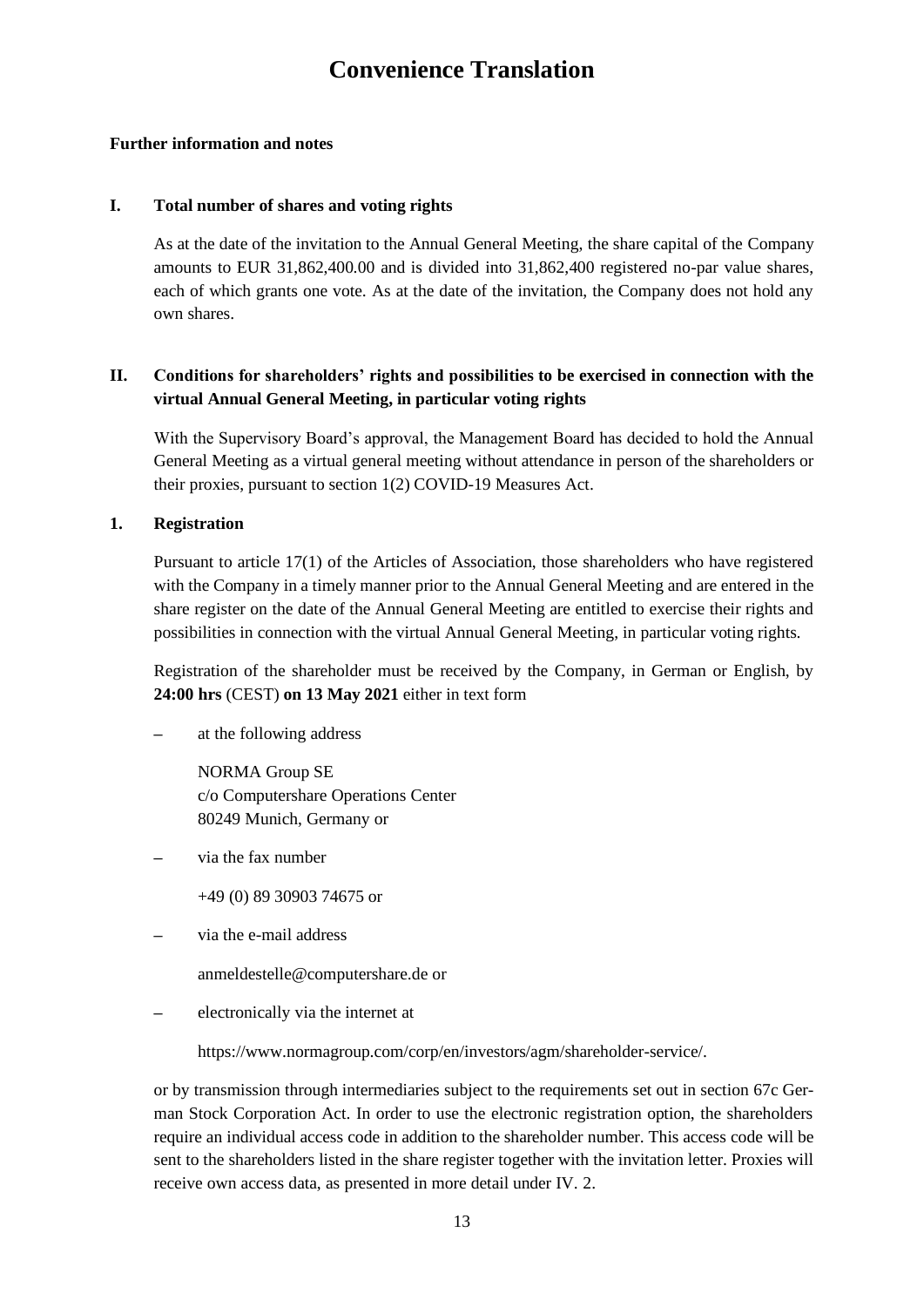# Convenience Translation

**Further information and notes**

## I. Total number of shares and voting rights

As at the date of the invitation to the Annual General Meeting, the share capital of the Company amounts to EUR 31,862,400.00 and is divided into 31,862,400 registered no-par value shares, each of which grants one vote. As at the date of the invitation, the Company does not hold any own shares.

## II. Conditions for shareholders' rights and possibilities to be exercised in connection with the virtual Annual General Meeting, in particular voting rights

With the Supervisory Board's approval, the Management Board has decided to hold the Annual General Meeting as a virtual general meeting without attendance in person of the shareholders or their proxies, pursuant to section 1(2) COVID-19 Measures Act.

### 1. Registration

Pursuant to article 17(1) of the Articles of Association, those shareholders who have registered with the Company in a timely manner prior to the Annual General Meeting and are entered in the share register on the date of the Annual General Meeting are entitled to exercise their rights and possibilities in connection with the virtual Annual General Meeting, in particular voting rights.

Registration of the shareholder must be received by the Company, in German or English, by **24:00 hrs** (CEST) **on 13 May 2021** either in text form

– at the following address

  NORMA Group SE
  c/o Computershare Operations Center
  80249 Munich, Germany or

– via the fax number

  +49 (0) 89 30903 74675 or

– via the e-mail address

  anmeldestelle@computershare.de or

– electronically via the internet at

  https://www.normagroup.com/corp/en/investors/agm/shareholder-service/.

or by transmission through intermediaries subject to the requirements set out in section 67c German Stock Corporation Act. In order to use the electronic registration option, the shareholders require an individual access code in addition to the shareholder number. This access code will be sent to the shareholders listed in the share register together with the invitation letter. Proxies will receive own access data, as presented in more detail under IV. 2.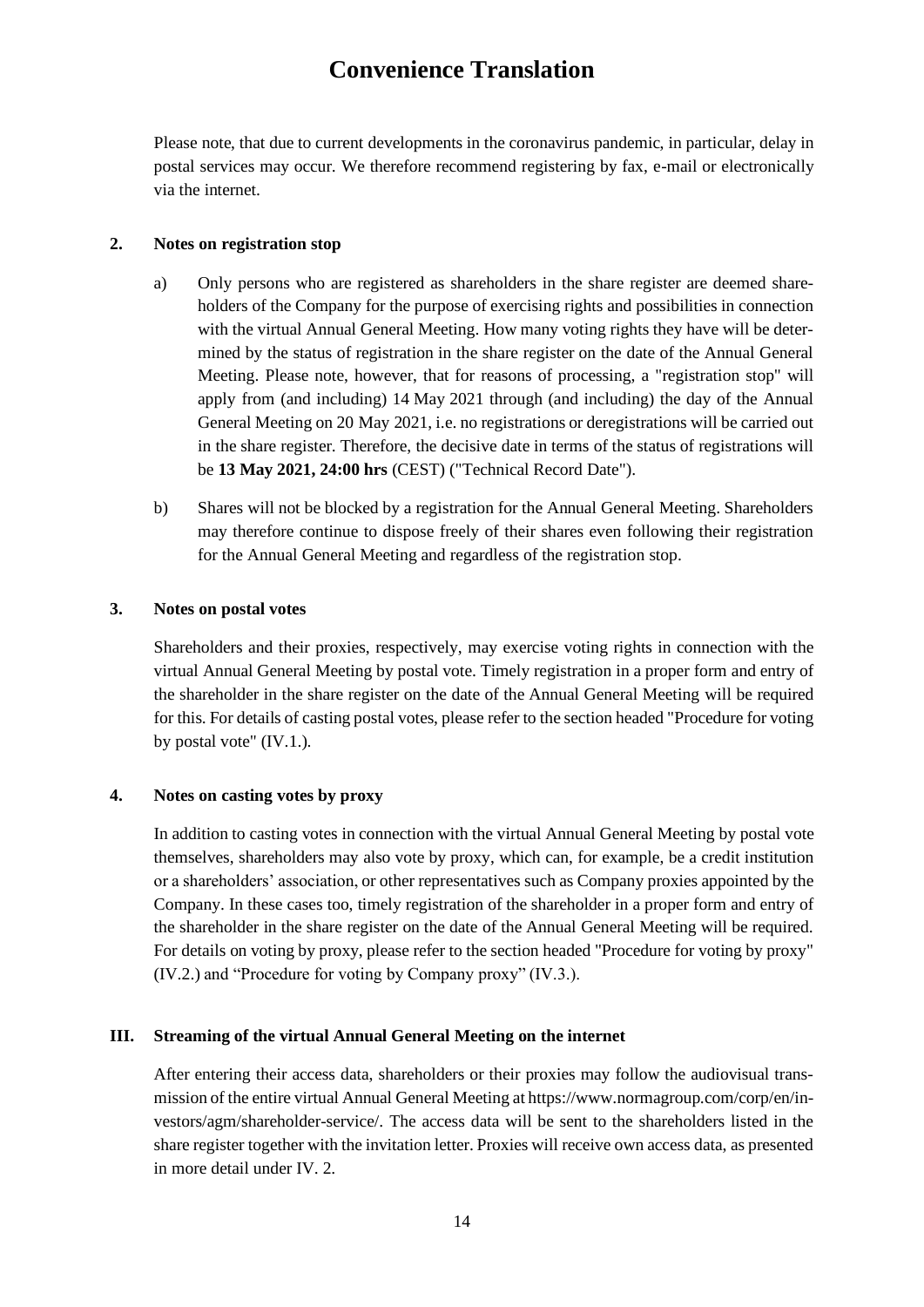# Convenience Translation

Please note, that due to current developments in the coronavirus pandemic, in particular, delay in postal services may occur. We therefore recommend registering by fax, e-mail or electronically via the internet.

### 2. Notes on registration stop

a) Only persons who are registered as shareholders in the share register are deemed shareholders of the Company for the purpose of exercising rights and possibilities in connection with the virtual Annual General Meeting. How many voting rights they have will be determined by the status of registration in the share register on the date of the Annual General Meeting. Please note, however, that for reasons of processing, a "registration stop" will apply from (and including) 14 May 2021 through (and including) the day of the Annual General Meeting on 20 May 2021, i.e. no registrations or deregistrations will be carried out in the share register. Therefore, the decisive date in terms of the status of registrations will be **13 May 2021, 24:00 hrs** (CEST) ("Technical Record Date").

b) Shares will not be blocked by a registration for the Annual General Meeting. Shareholders may therefore continue to dispose freely of their shares even following their registration for the Annual General Meeting and regardless of the registration stop.

### 3. Notes on postal votes

Shareholders and their proxies, respectively, may exercise voting rights in connection with the virtual Annual General Meeting by postal vote. Timely registration in a proper form and entry of the shareholder in the share register on the date of the Annual General Meeting will be required for this. For details of casting postal votes, please refer to the section headed "Procedure for voting by postal vote" (IV.1.).

### 4. Notes on casting votes by proxy

In addition to casting votes in connection with the virtual Annual General Meeting by postal vote themselves, shareholders may also vote by proxy, which can, for example, be a credit institution or a shareholders' association, or other representatives such as Company proxies appointed by the Company. In these cases too, timely registration of the shareholder in a proper form and entry of the shareholder in the share register on the date of the Annual General Meeting will be required. For details on voting by proxy, please refer to the section headed "Procedure for voting by proxy" (IV.2.) and "Procedure for voting by Company proxy" (IV.3.).

## III. Streaming of the virtual Annual General Meeting on the internet

After entering their access data, shareholders or their proxies may follow the audiovisual transmission of the entire virtual Annual General Meeting at https://www.normagroup.com/corp/en/investors/agm/shareholder-service/. The access data will be sent to the shareholders listed in the share register together with the invitation letter. Proxies will receive own access data, as presented in more detail under IV. 2.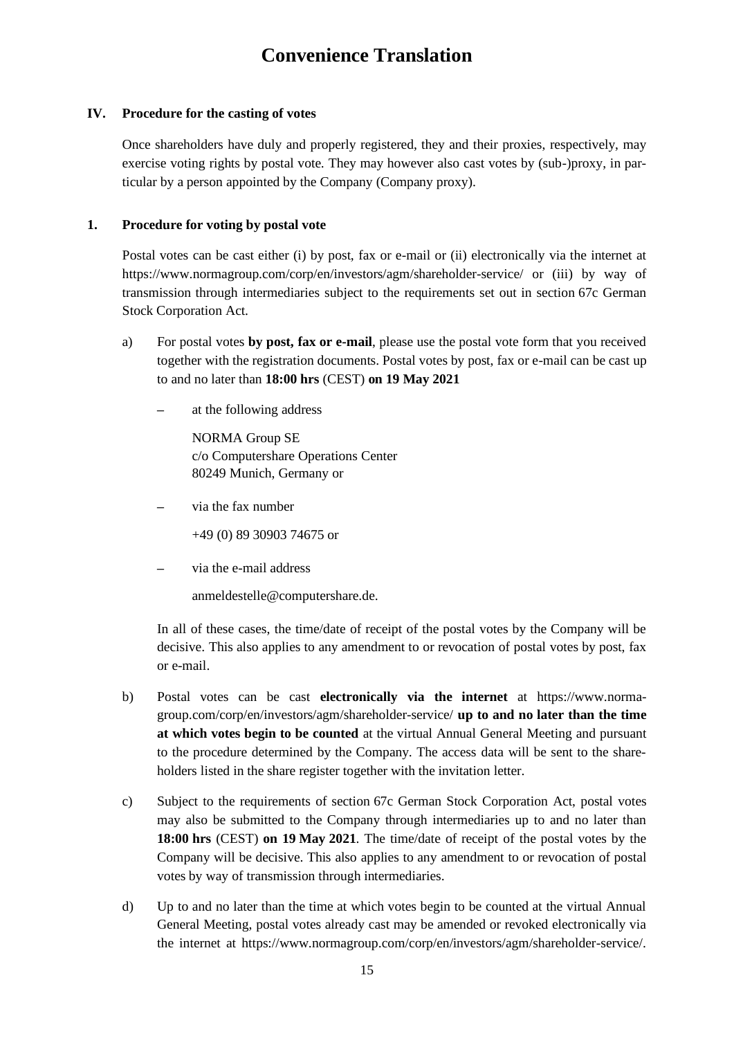# Convenience Translation

## IV. Procedure for the casting of votes

Once shareholders have duly and properly registered, they and their proxies, respectively, may exercise voting rights by postal vote. They may however also cast votes by (sub-)proxy, in particular by a person appointed by the Company (Company proxy).

### 1. Procedure for voting by postal vote

Postal votes can be cast either (i) by post, fax or e-mail or (ii) electronically via the internet at https://www.normagroup.com/corp/en/investors/agm/shareholder-service/ or (iii) by way of transmission through intermediaries subject to the requirements set out in section 67c German Stock Corporation Act.

a) For postal votes **by post, fax or e-mail**, please use the postal vote form that you received together with the registration documents. Postal votes by post, fax or e-mail can be cast up to and no later than **18:00 hrs** (CEST) **on 19 May 2021**

   – at the following address

     NORMA Group SE
     c/o Computershare Operations Center
     80249 Munich, Germany or

   – via the fax number

     +49 (0) 89 30903 74675 or

   – via the e-mail address

     anmeldestelle@computershare.de.

   In all of these cases, the time/date of receipt of the postal votes by the Company will be decisive. This also applies to any amendment to or revocation of postal votes by post, fax or e-mail.

b) Postal votes can be cast **electronically via the internet** at https://www.normagroup.com/corp/en/investors/agm/shareholder-service/ **up to and no later than the time at which votes begin to be counted** at the virtual Annual General Meeting and pursuant to the procedure determined by the Company. The access data will be sent to the shareholders listed in the share register together with the invitation letter.

c) Subject to the requirements of section 67c German Stock Corporation Act, postal votes may also be submitted to the Company through intermediaries up to and no later than **18:00 hrs** (CEST) **on 19 May 2021**. The time/date of receipt of the postal votes by the Company will be decisive. This also applies to any amendment to or revocation of postal votes by way of transmission through intermediaries.

d) Up to and no later than the time at which votes begin to be counted at the virtual Annual General Meeting, postal votes already cast may be amended or revoked electronically via the internet at https://www.normagroup.com/corp/en/investors/agm/shareholder-service/.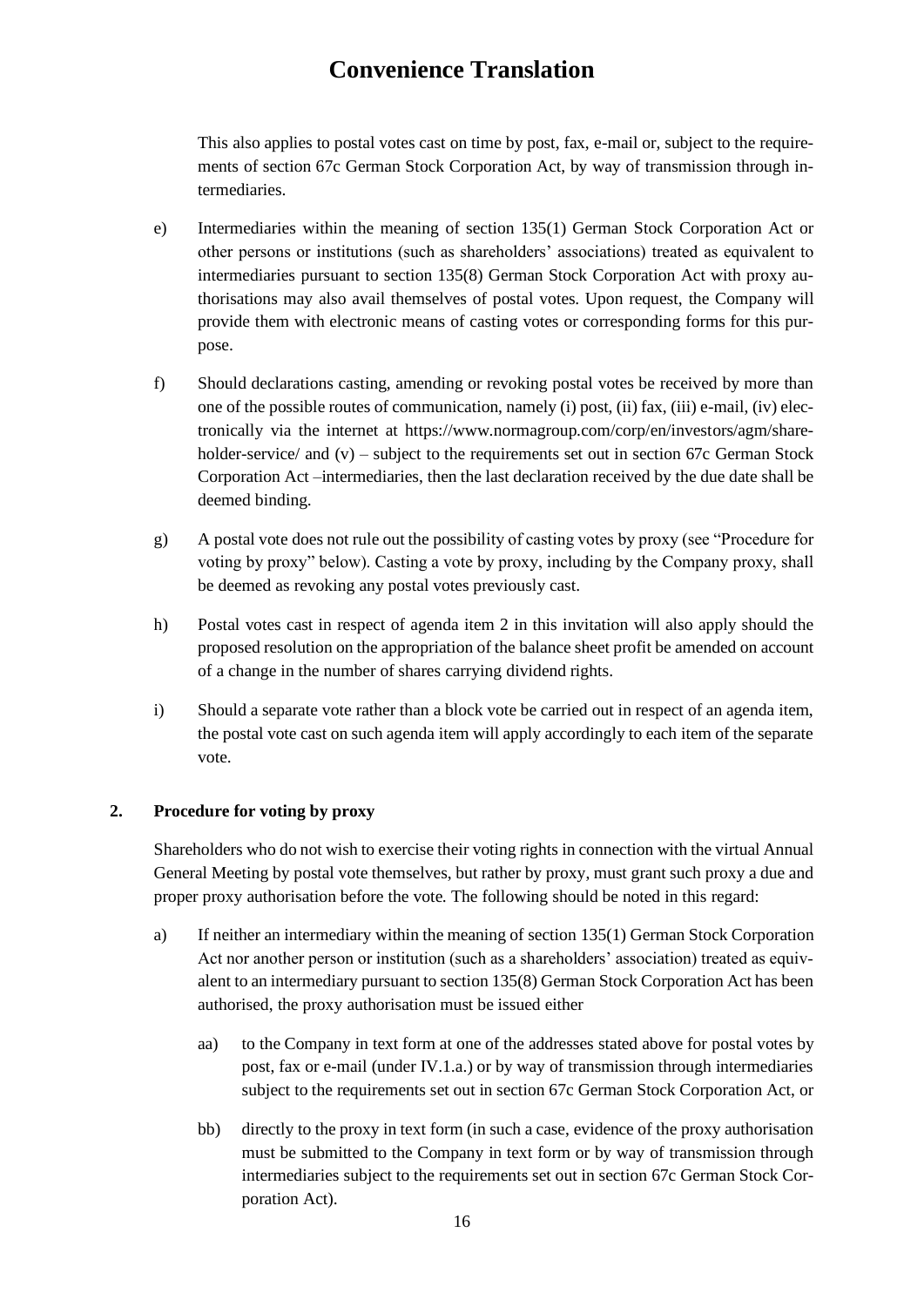# Convenience Translation

This also applies to postal votes cast on time by post, fax, e-mail or, subject to the requirements of section 67c German Stock Corporation Act, by way of transmission through intermediaries.

e) Intermediaries within the meaning of section 135(1) German Stock Corporation Act or other persons or institutions (such as shareholders' associations) treated as equivalent to intermediaries pursuant to section 135(8) German Stock Corporation Act with proxy authorisations may also avail themselves of postal votes. Upon request, the Company will provide them with electronic means of casting votes or corresponding forms for this purpose.

f) Should declarations casting, amending or revoking postal votes be received by more than one of the possible routes of communication, namely (i) post, (ii) fax, (iii) e-mail, (iv) electronically via the internet at https://www.normagroup.com/corp/en/investors/agm/shareholder-service/ and (v) – subject to the requirements set out in section 67c German Stock Corporation Act –intermediaries, then the last declaration received by the due date shall be deemed binding.

g) A postal vote does not rule out the possibility of casting votes by proxy (see "Procedure for voting by proxy" below). Casting a vote by proxy, including by the Company proxy, shall be deemed as revoking any postal votes previously cast.

h) Postal votes cast in respect of agenda item 2 in this invitation will also apply should the proposed resolution on the appropriation of the balance sheet profit be amended on account of a change in the number of shares carrying dividend rights.

i) Should a separate vote rather than a block vote be carried out in respect of an agenda item, the postal vote cast on such agenda item will apply accordingly to each item of the separate vote.

## 2. Procedure for voting by proxy

Shareholders who do not wish to exercise their voting rights in connection with the virtual Annual General Meeting by postal vote themselves, but rather by proxy, must grant such proxy a due and proper proxy authorisation before the vote. The following should be noted in this regard:

a) If neither an intermediary within the meaning of section 135(1) German Stock Corporation Act nor another person or institution (such as a shareholders' association) treated as equivalent to an intermediary pursuant to section 135(8) German Stock Corporation Act has been authorised, the proxy authorisation must be issued either

   aa) to the Company in text form at one of the addresses stated above for postal votes by post, fax or e-mail (under IV.1.a.) or by way of transmission through intermediaries subject to the requirements set out in section 67c German Stock Corporation Act, or

   bb) directly to the proxy in text form (in such a case, evidence of the proxy authorisation must be submitted to the Company in text form or by way of transmission through intermediaries subject to the requirements set out in section 67c German Stock Corporation Act).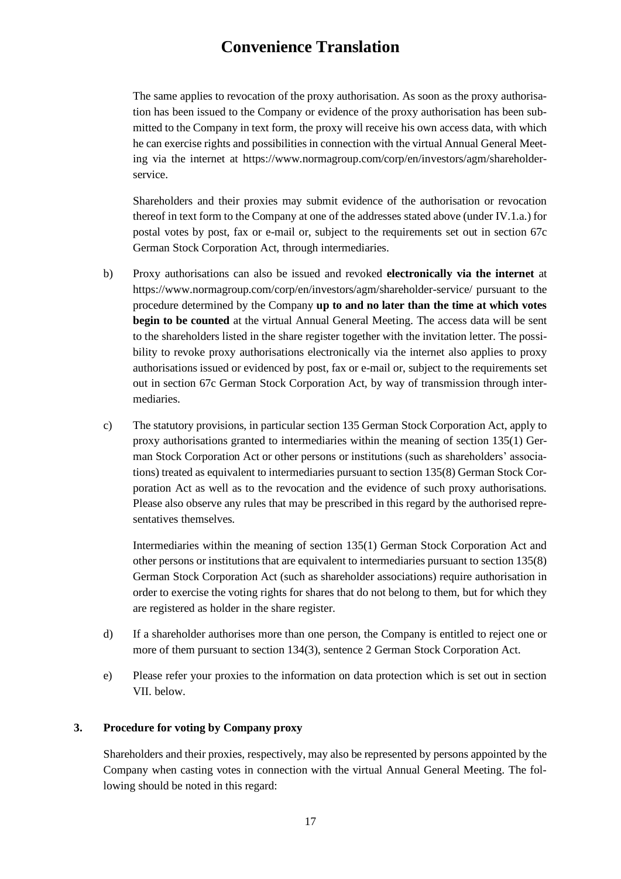# Convenience Translation

The same applies to revocation of the proxy authorisation. As soon as the proxy authorisation has been issued to the Company or evidence of the proxy authorisation has been submitted to the Company in text form, the proxy will receive his own access data, with which he can exercise rights and possibilities in connection with the virtual Annual General Meeting via the internet at https://www.normagroup.com/corp/en/investors/agm/shareholder-service.

Shareholders and their proxies may submit evidence of the authorisation or revocation thereof in text form to the Company at one of the addresses stated above (under IV.1.a.) for postal votes by post, fax or e-mail or, subject to the requirements set out in section 67c German Stock Corporation Act, through intermediaries.

b) Proxy authorisations can also be issued and revoked **electronically via the internet** at https://www.normagroup.com/corp/en/investors/agm/shareholder-service/ pursuant to the procedure determined by the Company **up to and no later than the time at which votes begin to be counted** at the virtual Annual General Meeting. The access data will be sent to the shareholders listed in the share register together with the invitation letter. The possibility to revoke proxy authorisations electronically via the internet also applies to proxy authorisations issued or evidenced by post, fax or e-mail or, subject to the requirements set out in section 67c German Stock Corporation Act, by way of transmission through intermediaries.

c) The statutory provisions, in particular section 135 German Stock Corporation Act, apply to proxy authorisations granted to intermediaries within the meaning of section 135(1) German Stock Corporation Act or other persons or institutions (such as shareholders' associations) treated as equivalent to intermediaries pursuant to section 135(8) German Stock Corporation Act as well as to the revocation and the evidence of such proxy authorisations. Please also observe any rules that may be prescribed in this regard by the authorised representatives themselves.

Intermediaries within the meaning of section 135(1) German Stock Corporation Act and other persons or institutions that are equivalent to intermediaries pursuant to section 135(8) German Stock Corporation Act (such as shareholder associations) require authorisation in order to exercise the voting rights for shares that do not belong to them, but for which they are registered as holder in the share register.

d) If a shareholder authorises more than one person, the Company is entitled to reject one or more of them pursuant to section 134(3), sentence 2 German Stock Corporation Act.

e) Please refer your proxies to the information on data protection which is set out in section VII. below.

### 3. Procedure for voting by Company proxy

Shareholders and their proxies, respectively, may also be represented by persons appointed by the Company when casting votes in connection with the virtual Annual General Meeting. The following should be noted in this regard: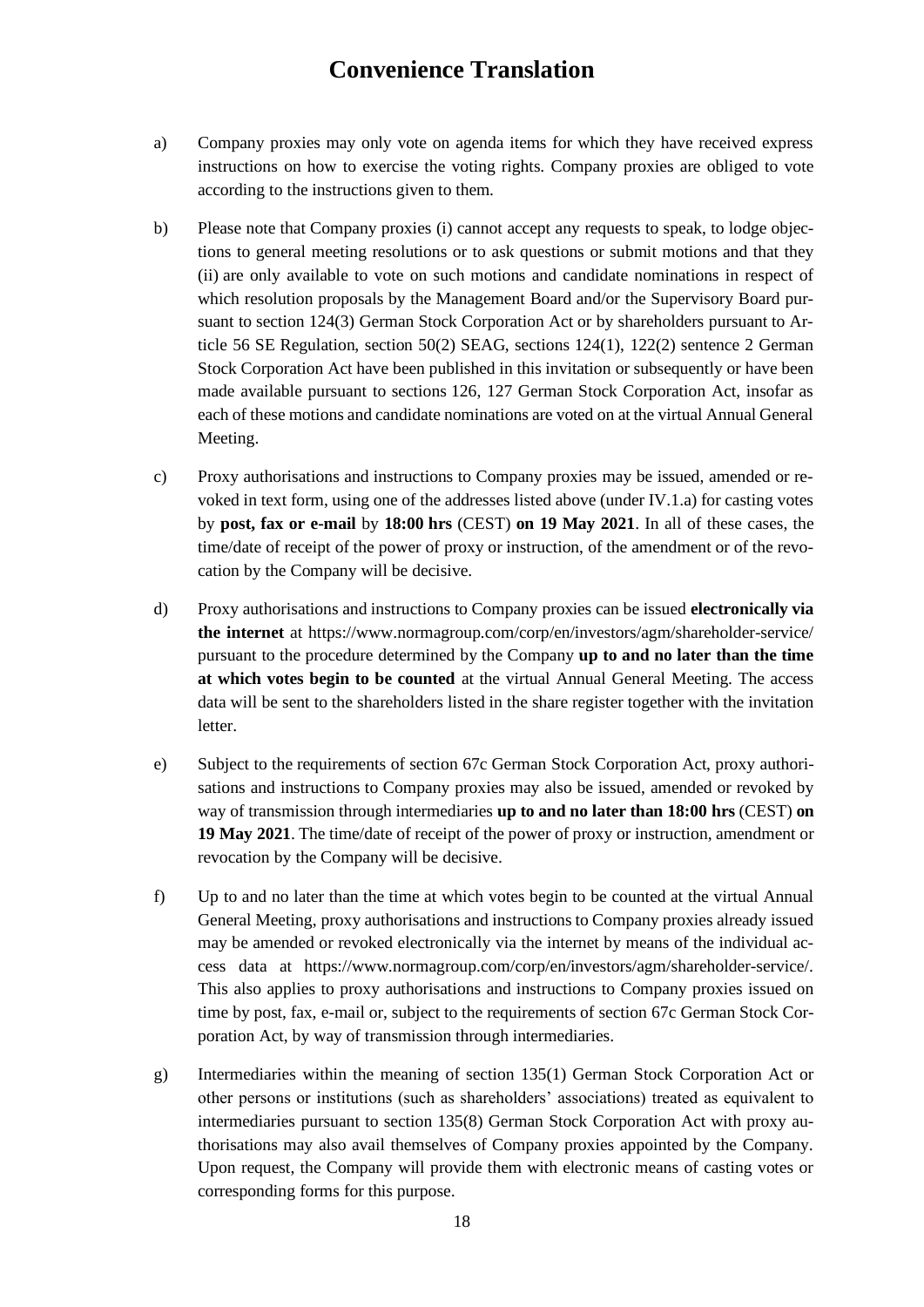a) Company proxies may only vote on agenda items for which they have received express instructions on how to exercise the voting rights. Company proxies are obliged to vote according to the instructions given to them.

b) Please note that Company proxies (i) cannot accept any requests to speak, to lodge objections to general meeting resolutions or to ask questions or submit motions and that they (ii) are only available to vote on such motions and candidate nominations in respect of which resolution proposals by the Management Board and/or the Supervisory Board pursuant to section 124(3) German Stock Corporation Act or by shareholders pursuant to Article 56 SE Regulation, section 50(2) SEAG, sections 124(1), 122(2) sentence 2 German Stock Corporation Act have been published in this invitation or subsequently or have been made available pursuant to sections 126, 127 German Stock Corporation Act, insofar as each of these motions and candidate nominations are voted on at the virtual Annual General Meeting.

c) Proxy authorisations and instructions to Company proxies may be issued, amended or revoked in text form, using one of the addresses listed above (under IV.1.a) for casting votes by **post, fax or e-mail** by **18:00 hrs** (CEST) **on 19 May 2021**. In all of these cases, the time/date of receipt of the power of proxy or instruction, of the amendment or of the revocation by the Company will be decisive.

d) Proxy authorisations and instructions to Company proxies can be issued **electronically via the internet** at https://www.normagroup.com/corp/en/investors/agm/shareholder-service/ pursuant to the procedure determined by the Company **up to and no later than the time at which votes begin to be counted** at the virtual Annual General Meeting. The access data will be sent to the shareholders listed in the share register together with the invitation letter.

e) Subject to the requirements of section 67c German Stock Corporation Act, proxy authorisations and instructions to Company proxies may also be issued, amended or revoked by way of transmission through intermediaries **up to and no later than 18:00 hrs** (CEST) **on 19 May 2021**. The time/date of receipt of the power of proxy or instruction, amendment or revocation by the Company will be decisive.

f) Up to and no later than the time at which votes begin to be counted at the virtual Annual General Meeting, proxy authorisations and instructions to Company proxies already issued may be amended or revoked electronically via the internet by means of the individual access data at https://www.normagroup.com/corp/en/investors/agm/shareholder-service/. This also applies to proxy authorisations and instructions to Company proxies issued on time by post, fax, e-mail or, subject to the requirements of section 67c German Stock Corporation Act, by way of transmission through intermediaries.

g) Intermediaries within the meaning of section 135(1) German Stock Corporation Act or other persons or institutions (such as shareholders' associations) treated as equivalent to intermediaries pursuant to section 135(8) German Stock Corporation Act with proxy authorisations may also avail themselves of Company proxies appointed by the Company. Upon request, the Company will provide them with electronic means of casting votes or corresponding forms for this purpose.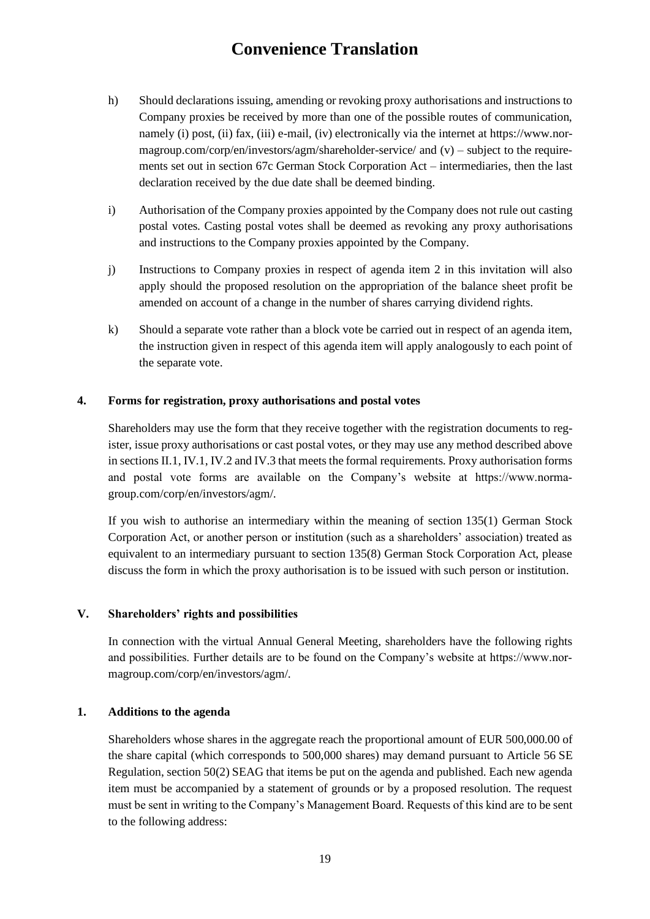# Convenience Translation

h) Should declarations issuing, amending or revoking proxy authorisations and instructions to Company proxies be received by more than one of the possible routes of communication, namely (i) post, (ii) fax, (iii) e-mail, (iv) electronically via the internet at https://www.normagroup.com/corp/en/investors/agm/shareholder-service/ and (v) – subject to the requirements set out in section 67c German Stock Corporation Act – intermediaries, then the last declaration received by the due date shall be deemed binding.

i) Authorisation of the Company proxies appointed by the Company does not rule out casting postal votes. Casting postal votes shall be deemed as revoking any proxy authorisations and instructions to the Company proxies appointed by the Company.

j) Instructions to Company proxies in respect of agenda item 2 in this invitation will also apply should the proposed resolution on the appropriation of the balance sheet profit be amended on account of a change in the number of shares carrying dividend rights.

k) Should a separate vote rather than a block vote be carried out in respect of an agenda item, the instruction given in respect of this agenda item will apply analogously to each point of the separate vote.

## 4. Forms for registration, proxy authorisations and postal votes

Shareholders may use the form that they receive together with the registration documents to register, issue proxy authorisations or cast postal votes, or they may use any method described above in sections II.1, IV.1, IV.2 and IV.3 that meets the formal requirements. Proxy authorisation forms and postal vote forms are available on the Company's website at https://www.normagroup.com/corp/en/investors/agm/.

If you wish to authorise an intermediary within the meaning of section 135(1) German Stock Corporation Act, or another person or institution (such as a shareholders' association) treated as equivalent to an intermediary pursuant to section 135(8) German Stock Corporation Act, please discuss the form in which the proxy authorisation is to be issued with such person or institution.

## V. Shareholders' rights and possibilities

In connection with the virtual Annual General Meeting, shareholders have the following rights and possibilities. Further details are to be found on the Company's website at https://www.normagroup.com/corp/en/investors/agm/.

## 1. Additions to the agenda

Shareholders whose shares in the aggregate reach the proportional amount of EUR 500,000.00 of the share capital (which corresponds to 500,000 shares) may demand pursuant to Article 56 SE Regulation, section 50(2) SEAG that items be put on the agenda and published. Each new agenda item must be accompanied by a statement of grounds or by a proposed resolution. The request must be sent in writing to the Company's Management Board. Requests of this kind are to be sent to the following address: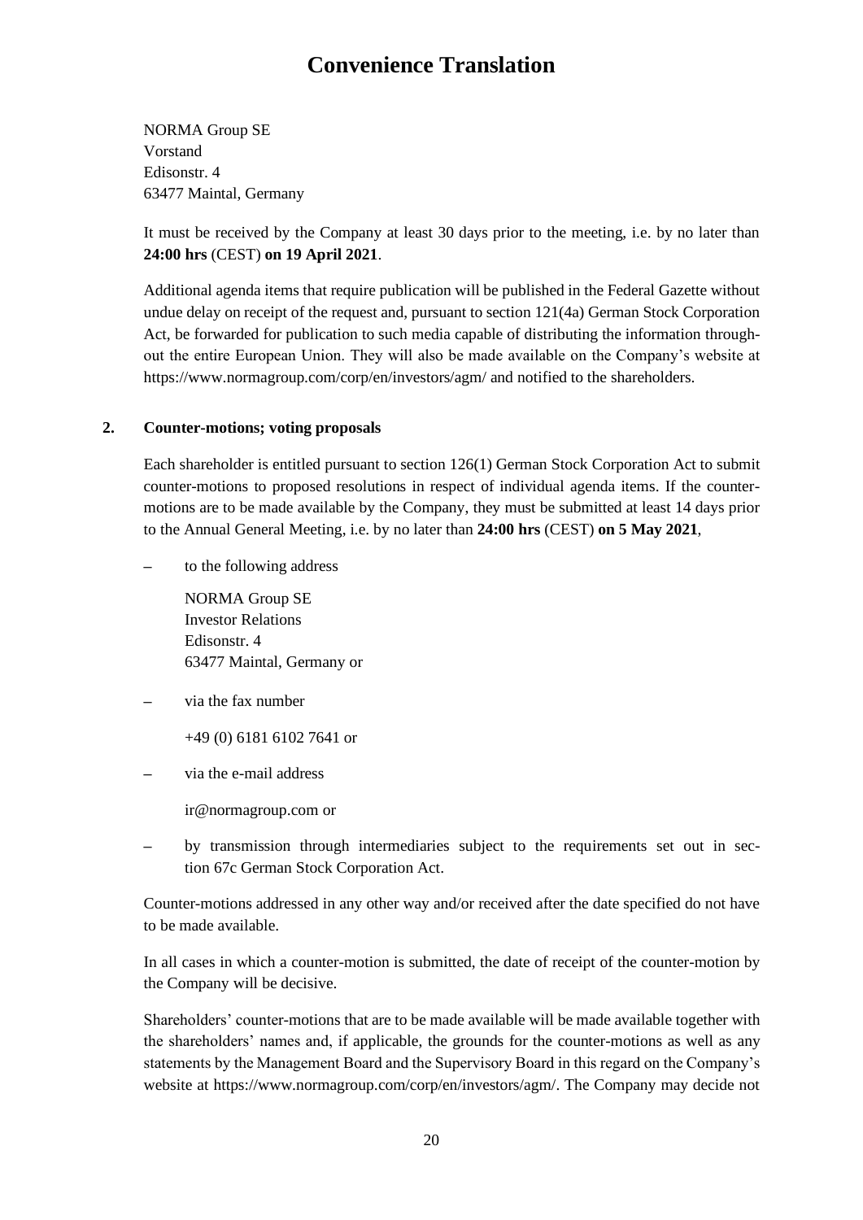# Convenience Translation

NORMA Group SE
Vorstand
Edisonstr. 4
63477 Maintal, Germany

It must be received by the Company at least 30 days prior to the meeting, i.e. by no later than **24:00 hrs** (CEST) **on 19 April 2021**.

Additional agenda items that require publication will be published in the Federal Gazette without undue delay on receipt of the request and, pursuant to section 121(4a) German Stock Corporation Act, be forwarded for publication to such media capable of distributing the information throughout the entire European Union. They will also be made available on the Company's website at https://www.normagroup.com/corp/en/investors/agm/ and notified to the shareholders.

## 2. Counter-motions; voting proposals

Each shareholder is entitled pursuant to section 126(1) German Stock Corporation Act to submit counter-motions to proposed resolutions in respect of individual agenda items. If the counter-motions are to be made available by the Company, they must be submitted at least 14 days prior to the Annual General Meeting, i.e. by no later than **24:00 hrs** (CEST) **on 5 May 2021**,

– to the following address

  NORMA Group SE
  Investor Relations
  Edisonstr. 4
  63477 Maintal, Germany or

– via the fax number

  +49 (0) 6181 6102 7641 or

– via the e-mail address

  ir@normagroup.com or

– by transmission through intermediaries subject to the requirements set out in section 67c German Stock Corporation Act.

Counter-motions addressed in any other way and/or received after the date specified do not have to be made available.

In all cases in which a counter-motion is submitted, the date of receipt of the counter-motion by the Company will be decisive.

Shareholders' counter-motions that are to be made available will be made available together with the shareholders' names and, if applicable, the grounds for the counter-motions as well as any statements by the Management Board and the Supervisory Board in this regard on the Company's website at https://www.normagroup.com/corp/en/investors/agm/. The Company may decide not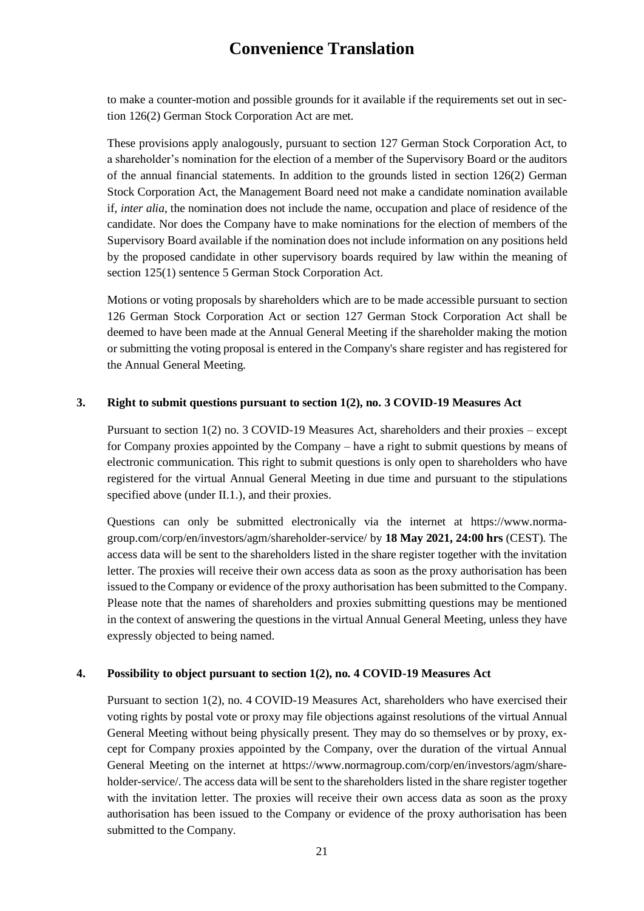to make a counter-motion and possible grounds for it available if the requirements set out in section 126(2) German Stock Corporation Act are met.

These provisions apply analogously, pursuant to section 127 German Stock Corporation Act, to a shareholder's nomination for the election of a member of the Supervisory Board or the auditors of the annual financial statements. In addition to the grounds listed in section 126(2) German Stock Corporation Act, the Management Board need not make a candidate nomination available if, *inter alia*, the nomination does not include the name, occupation and place of residence of the candidate. Nor does the Company have to make nominations for the election of members of the Supervisory Board available if the nomination does not include information on any positions held by the proposed candidate in other supervisory boards required by law within the meaning of section 125(1) sentence 5 German Stock Corporation Act.

Motions or voting proposals by shareholders which are to be made accessible pursuant to section 126 German Stock Corporation Act or section 127 German Stock Corporation Act shall be deemed to have been made at the Annual General Meeting if the shareholder making the motion or submitting the voting proposal is entered in the Company's share register and has registered for the Annual General Meeting.

### 3. Right to submit questions pursuant to section 1(2), no. 3 COVID-19 Measures Act

Pursuant to section 1(2) no. 3 COVID-19 Measures Act, shareholders and their proxies – except for Company proxies appointed by the Company – have a right to submit questions by means of electronic communication. This right to submit questions is only open to shareholders who have registered for the virtual Annual General Meeting in due time and pursuant to the stipulations specified above (under II.1.), and their proxies.

Questions can only be submitted electronically via the internet at https://www.normagroup.com/corp/en/investors/agm/shareholder-service/ by **18 May 2021, 24:00 hrs** (CEST). The access data will be sent to the shareholders listed in the share register together with the invitation letter. The proxies will receive their own access data as soon as the proxy authorisation has been issued to the Company or evidence of the proxy authorisation has been submitted to the Company. Please note that the names of shareholders and proxies submitting questions may be mentioned in the context of answering the questions in the virtual Annual General Meeting, unless they have expressly objected to being named.

### 4. Possibility to object pursuant to section 1(2), no. 4 COVID-19 Measures Act

Pursuant to section 1(2), no. 4 COVID-19 Measures Act, shareholders who have exercised their voting rights by postal vote or proxy may file objections against resolutions of the virtual Annual General Meeting without being physically present. They may do so themselves or by proxy, except for Company proxies appointed by the Company, over the duration of the virtual Annual General Meeting on the internet at https://www.normagroup.com/corp/en/investors/agm/shareholder-service/. The access data will be sent to the shareholders listed in the share register together with the invitation letter. The proxies will receive their own access data as soon as the proxy authorisation has been issued to the Company or evidence of the proxy authorisation has been submitted to the Company.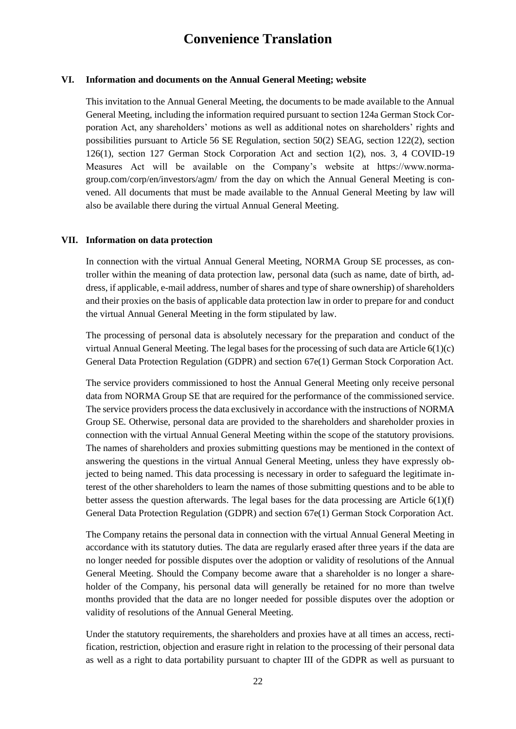# Convenience Translation

## VI. Information and documents on the Annual General Meeting; website

This invitation to the Annual General Meeting, the documents to be made available to the Annual General Meeting, including the information required pursuant to section 124a German Stock Corporation Act, any shareholders' motions as well as additional notes on shareholders' rights and possibilities pursuant to Article 56 SE Regulation, section 50(2) SEAG, section 122(2), section 126(1), section 127 German Stock Corporation Act and section 1(2), nos. 3, 4 COVID-19 Measures Act will be available on the Company's website at https://www.normagroup.com/corp/en/investors/agm/ from the day on which the Annual General Meeting is convened. All documents that must be made available to the Annual General Meeting by law will also be available there during the virtual Annual General Meeting.

## VII. Information on data protection

In connection with the virtual Annual General Meeting, NORMA Group SE processes, as controller within the meaning of data protection law, personal data (such as name, date of birth, address, if applicable, e-mail address, number of shares and type of share ownership) of shareholders and their proxies on the basis of applicable data protection law in order to prepare for and conduct the virtual Annual General Meeting in the form stipulated by law.

The processing of personal data is absolutely necessary for the preparation and conduct of the virtual Annual General Meeting. The legal bases for the processing of such data are Article 6(1)(c) General Data Protection Regulation (GDPR) and section 67e(1) German Stock Corporation Act.

The service providers commissioned to host the Annual General Meeting only receive personal data from NORMA Group SE that are required for the performance of the commissioned service. The service providers process the data exclusively in accordance with the instructions of NORMA Group SE. Otherwise, personal data are provided to the shareholders and shareholder proxies in connection with the virtual Annual General Meeting within the scope of the statutory provisions. The names of shareholders and proxies submitting questions may be mentioned in the context of answering the questions in the virtual Annual General Meeting, unless they have expressly objected to being named. This data processing is necessary in order to safeguard the legitimate interest of the other shareholders to learn the names of those submitting questions and to be able to better assess the question afterwards. The legal bases for the data processing are Article 6(1)(f) General Data Protection Regulation (GDPR) and section 67e(1) German Stock Corporation Act.

The Company retains the personal data in connection with the virtual Annual General Meeting in accordance with its statutory duties. The data are regularly erased after three years if the data are no longer needed for possible disputes over the adoption or validity of resolutions of the Annual General Meeting. Should the Company become aware that a shareholder is no longer a shareholder of the Company, his personal data will generally be retained for no more than twelve months provided that the data are no longer needed for possible disputes over the adoption or validity of resolutions of the Annual General Meeting.

Under the statutory requirements, the shareholders and proxies have at all times an access, rectification, restriction, objection and erasure right in relation to the processing of their personal data as well as a right to data portability pursuant to chapter III of the GDPR as well as pursuant to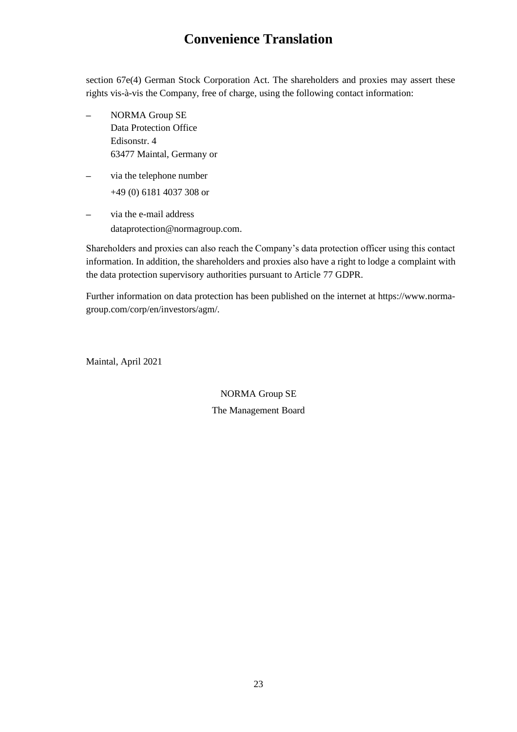section 67e(4) German Stock Corporation Act. The shareholders and proxies may assert these rights vis-à-vis the Company, free of charge, using the following contact information:

- NORMA Group SE
  Data Protection Office
  Edisonstr. 4
  63477 Maintal, Germany or
- via the telephone number
  +49 (0) 6181 4037 308 or
- via the e-mail address
  dataprotection@normagroup.com.

Shareholders and proxies can also reach the Company's data protection officer using this contact information. In addition, the shareholders and proxies also have a right to lodge a complaint with the data protection supervisory authorities pursuant to Article 77 GDPR.

Further information on data protection has been published on the internet at https://www.normagroup.com/corp/en/investors/agm/.

Maintal, April 2021

NORMA Group SE

The Management Board